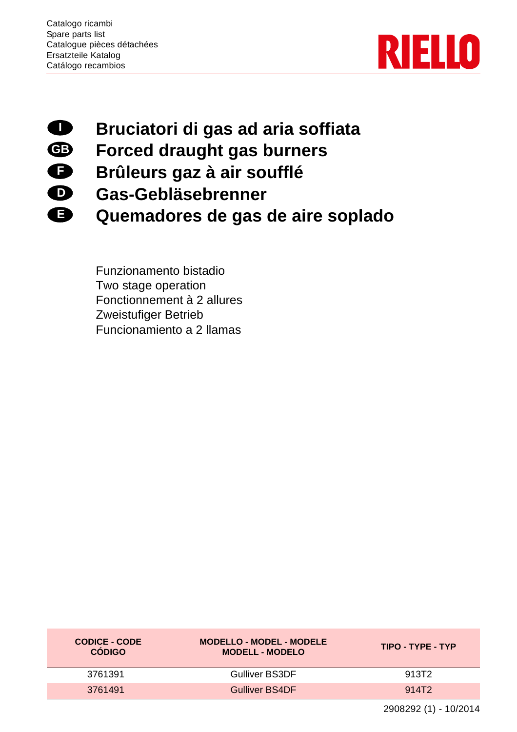Catalogo ricambi
Spare parts list
Catalogue pièces détachées
Ersatzteile Katalog
Catálogo recambios

RIELLO

# I Bruciatori di gas ad aria soffiata
# GB Forced draught gas burners
# F Brûleurs gaz à air soufflé
# D Gas-Gebläsebrenner
# E Quemadores de gas de aire soplado

Funzionamento bistadio
Two stage operation
Fonctionnement à 2 allures
Zweistufiger Betrieb
Funcionamiento a 2 llamas

| CODICE - CODE CÓDIGO | MODELLO - MODEL - MODELE MODELL - MODELO | TIPO - TYPE - TYP |
|---|---|---|
| 3761391 | Gulliver BS3DF | 913T2 |
| 3761491 | Gulliver BS4DF | 914T2 |

2908292 (1) - 10/2014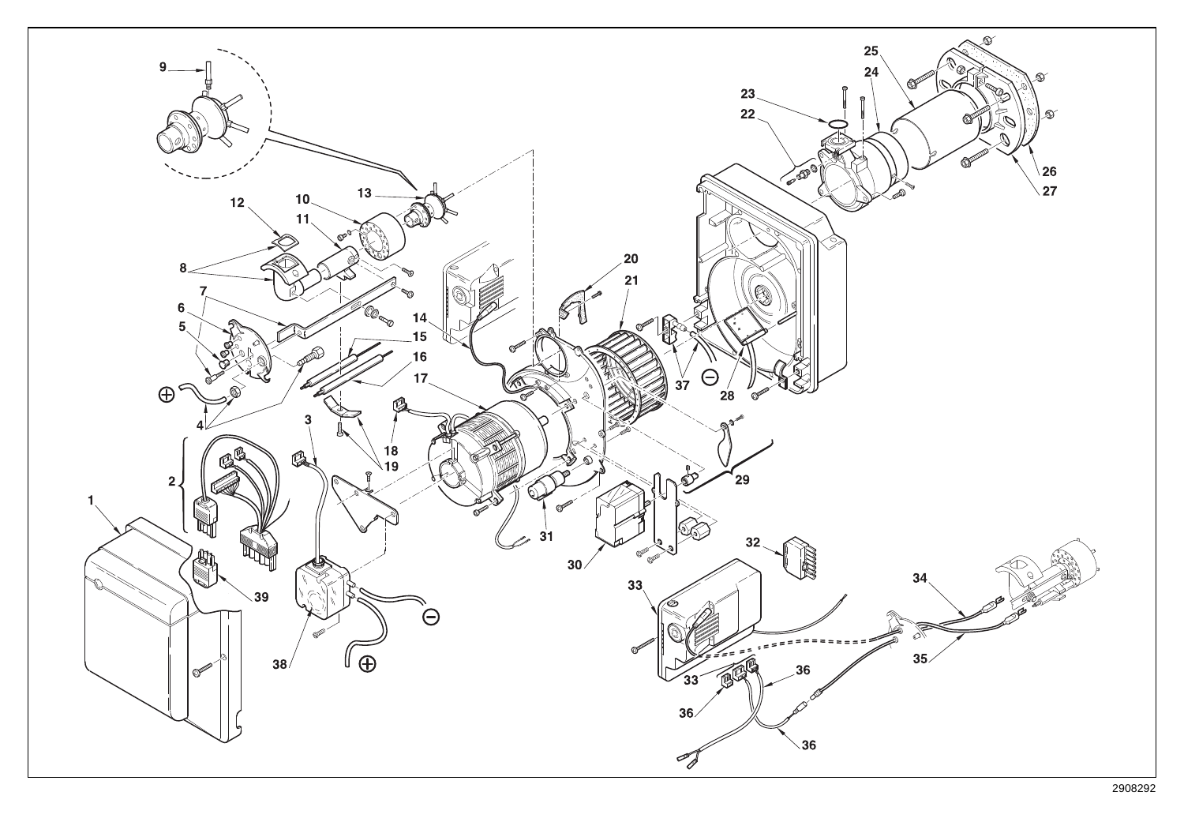2908292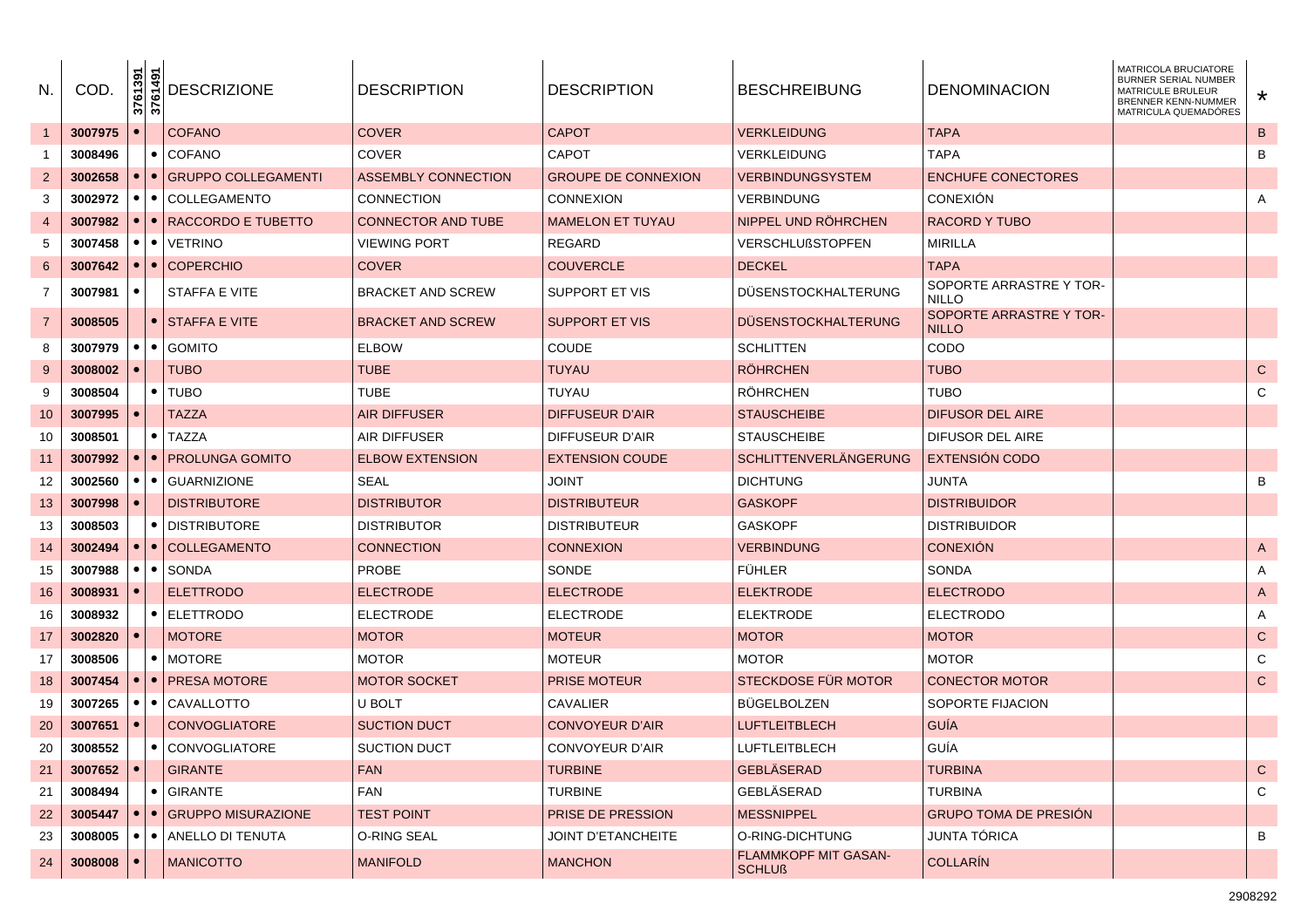| N. | COD. | 3761391 | 3761491 | DESCRIZIONE | DESCRIPTION | DESCRIPTION | BESCHREIBUNG | DENOMINACION | MATRICOLA BRUCIATORE BURNER SERIAL NUMBER MATRICULE BRULEUR BRENNER KENN-NUMMER MATRICULA QUEMADORES | * |
|---|---|---|---|---|---|---|---|---|---|---|
| 1 | **3007975** | • | | COFANO | COVER | CAPOT | VERKLEIDUNG | TAPA | | B |
| 1 | **3008496** | | • | COFANO | COVER | CAPOT | VERKLEIDUNG | TAPA | | B |
| 2 | **3002658** | • | • | GRUPPO COLLEGAMENTI | ASSEMBLY CONNECTION | GROUPE DE CONNEXION | VERBINDUNGSSYSTEM | ENCHUFE CONECTORES | | |
| 3 | **3002972** | • | • | COLLEGAMENTO | CONNECTION | CONNEXION | VERBINDUNG | CONEXIÓN | | A |
| 4 | **3007982** | • | • | RACCORDO E TUBETTO | CONNECTOR AND TUBE | MAMELON ET TUYAU | NIPPEL UND RÖHRCHEN | RACORD Y TUBO | | |
| 5 | **3007458** | • | • | VETRINO | VIEWING PORT | REGARD | VERSCHLUßSTOPFEN | MIRILLA | | |
| 6 | **3007642** | • | • | COPERCHIO | COVER | COUVERCLE | DECKEL | TAPA | | |
| 7 | **3007981** | • | | STAFFA E VITE | BRACKET AND SCREW | SUPPORT ET VIS | DÜSENSTOCKHALTERUNG | SOPORTE ARRASTRE Y TOR-NILLO | | |
| 7 | **3008505** | | • | STAFFA E VITE | BRACKET AND SCREW | SUPPORT ET VIS | DÜSENSTOCKHALTERUNG | SOPORTE ARRASTRE Y TOR-NILLO | | |
| 8 | **3007979** | • | • | GOMITO | ELBOW | COUDE | SCHLITTEN | CODO | | |
| 9 | **3008002** | • | | TUBO | TUBE | TUYAU | RÖHRCHEN | TUBO | | C |
| 9 | **3008504** | | • | TUBO | TUBE | TUYAU | RÖHRCHEN | TUBO | | C |
| 10 | **3007995** | • | | TAZZA | AIR DIFFUSER | DIFFUSEUR D'AIR | STAUSCHEIBE | DIFUSOR DEL AIRE | | |
| 10 | **3008501** | | • | TAZZA | AIR DIFFUSER | DIFFUSEUR D'AIR | STAUSCHEIBE | DIFUSOR DEL AIRE | | |
| 11 | **3007992** | • | • | PROLUNGA GOMITO | ELBOW EXTENSION | EXTENSION COUDE | SCHLITTENVERLÄNGERUNG | EXTENSIÓN CODO | | |
| 12 | **3002560** | • | • | GUARNIZIONE | SEAL | JOINT | DICHTUNG | JUNTA | | B |
| 13 | **3007998** | • | | DISTRIBUTORE | DISTRIBUTOR | DISTRIBUTEUR | GASKOPF | DISTRIBUIDOR | | |
| 13 | **3008503** | | • | DISTRIBUTORE | DISTRIBUTOR | DISTRIBUTEUR | GASKOPF | DISTRIBUIDOR | | |
| 14 | **3002494** | • | • | COLLEGAMENTO | CONNECTION | CONNEXION | VERBINDUNG | CONEXIÓN | | A |
| 15 | **3007988** | • | • | SONDA | PROBE | SONDE | FÜHLER | SONDA | | A |
| 16 | **3008931** | • | | ELETTRODO | ELECTRODE | ELECTRODE | ELEKTRODE | ELECTRODO | | A |
| 16 | **3008932** | | • | ELETTRODO | ELECTRODE | ELECTRODE | ELEKTRODE | ELECTRODO | | A |
| 17 | **3002820** | • | | MOTORE | MOTOR | MOTEUR | MOTOR | MOTOR | | C |
| 17 | **3008506** | | • | MOTORE | MOTOR | MOTEUR | MOTOR | MOTOR | | C |
| 18 | **3007454** | • | • | PRESA MOTORE | MOTOR SOCKET | PRISE MOTEUR | STECKDOSE FÜR MOTOR | CONECTOR MOTOR | | C |
| 19 | **3007265** | • | • | CAVALLOTTO | U BOLT | CAVALIER | BÜGELBOLZEN | SOPORTE FIJACION | | |
| 20 | **3007651** | • | | CONVOGLIATORE | SUCTION DUCT | CONVOYEUR D'AIR | LUFTLEITBLECH | GUÍA | | |
| 20 | **3008552** | | • | CONVOGLIATORE | SUCTION DUCT | CONVOYEUR D'AIR | LUFTLEITBLECH | GUÍA | | |
| 21 | **3007652** | • | | GIRANTE | FAN | TURBINE | GEBLÄSERAD | TURBINA | | C |
| 21 | **3008494** | | • | GIRANTE | FAN | TURBINE | GEBLÄSERAD | TURBINA | | C |
| 22 | **3005447** | • | • | GRUPPO MISURAZIONE | TEST POINT | PRISE DE PRESSION | MESSNIPPEL | GRUPO TOMA DE PRESIÓN | | |
| 23 | **3008005** | • | • | ANELLO DI TENUTA | O-RING SEAL | JOINT D'ETANCHEITE | O-RING-DICHTUNG | JUNTA TÓRICA | | B |
| 24 | **3008008** | • | | MANICOTTO | MANIFOLD | MANCHON | FLAMMKOPF MIT GASAN-SCHLUß | COLLARÍN | | |

2908292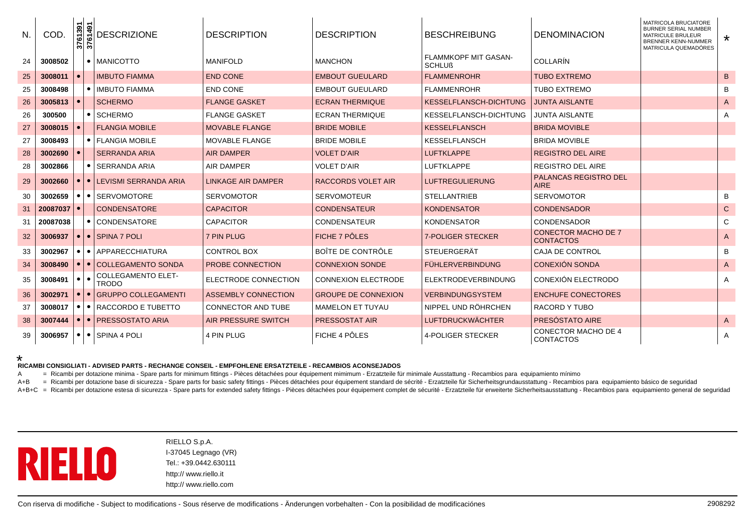| N. | COD. | 3761391 | 3761491 | DESCRIZIONE | DESCRIPTION | DESCRIPTION | BESCHREIBUNG | DENOMINACION | MATRICOLA BRUCIATORE BURNER SERIAL NUMBER MATRICULE BRULEUR BRENNER KENN-NUMMER MATRICULA QUEMADORES | * |
|---|---|---|---|---|---|---|---|---|---|---|
| 24 | 3008502 | | • | MANICOTTO | MANIFOLD | MANCHON | FLAMMKOPF MIT GASAN-SCHLUß | COLLARÍN | | |
| 25 | 3008011 | • | | IMBUTO FIAMMA | END CONE | EMBOUT GUEULARD | FLAMMENROHR | TUBO EXTREMO | | B |
| 25 | 3008498 | | • | IMBUTO FIAMMA | END CONE | EMBOUT GUEULARD | FLAMMENROHR | TUBO EXTREMO | | B |
| 26 | 3005813 | • | | SCHERMO | FLANGE GASKET | ECRAN THERMIQUE | KESSELFLANSCH-DICHTUNG | JUNTA AISLANTE | | A |
| 26 | 300500 | | • | SCHERMO | FLANGE GASKET | ECRAN THERMIQUE | KESSELFLANSCH-DICHTUNG | JUNTA AISLANTE | | A |
| 27 | 3008015 | • | | FLANGIA MOBILE | MOVABLE FLANGE | BRIDE MOBILE | KESSELFLANSCH | BRIDA MOVIBLE | | |
| 27 | 3008493 | | • | FLANGIA MOBILE | MOVABLE FLANGE | BRIDE MOBILE | KESSELFLANSCH | BRIDA MOVIBLE | | |
| 28 | 3002690 | • | | SERRANDA ARIA | AIR DAMPER | VOLET D'AIR | LUFTKLAPPE | REGISTRO DEL AIRE | | |
| 28 | 3002866 | | • | SERRANDA ARIA | AIR DAMPER | VOLET D'AIR | LUFTKLAPPE | REGISTRO DEL AIRE | | |
| 29 | 3002660 | • | • | LEVISMI SERRANDA ARIA | LINKAGE AIR DAMPER | RACCORDS VOLET AIR | LUFTREGULIERUNG | PALANCAS REGISTRO DEL AIRE | | |
| 30 | 3002659 | • | • | SERVOMOTORE | SERVOMOTOR | SERVOMOTEUR | STELLANTRIEB | SERVOMOTOR | | B |
| 31 | 20087037 | • | | CONDENSATORE | CAPACITOR | CONDENSATEUR | KONDENSATOR | CONDENSADOR | | C |
| 31 | 20087038 | | • | CONDENSATORE | CAPACITOR | CONDENSATEUR | KONDENSATOR | CONDENSADOR | | C |
| 32 | 3006937 | • | • | SPINA 7 POLI | 7 PIN PLUG | FICHE 7 PÔLES | 7-POLIGER STECKER | CONECTOR MACHO DE 7 CONTACTOS | | A |
| 33 | 3002967 | • | • | APPARECCHIATURA | CONTROL BOX | BOÎTE DE CONTRÔLE | STEUERGERÄT | CAJA DE CONTROL | | B |
| 34 | 3008490 | • | • | COLLEGAMENTO SONDA | PROBE CONNECTION | CONNEXION SONDE | FÜHLERVERBINDUNG | CONEXIÓN SONDA | | A |
| 35 | 3008491 | • | • | COLLEGAMENTO ELET-TRODO | ELECTRODE CONNECTION | CONNEXION ELECTRODE | ELEKTRODEVERBINDUNG | CONEXIÓN ELECTRODO | | A |
| 36 | 3002971 | • | • | GRUPPO COLLEGAMENTI | ASSEMBLY CONNECTION | GROUPE DE CONNEXION | VERBINDUNGSSYSTEM | ENCHUFE CONECTORES | | |
| 37 | 3008017 | • | • | RACCORDO E TUBETTO | CONNECTOR AND TUBE | MAMELON ET TUYAU | NIPPEL UND RÖHRCHEN | RACORD Y TUBO | | |
| 38 | 3007444 | • | • | PRESSOSTATO ARIA | AIR PRESSURE SWITCH | PRESSOSTAT AIR | LUFTDRUCKWÄCHTER | PRESÓSTATO AIRE | | A |
| 39 | 3006957 | • | • | SPINA 4 POLI | 4 PIN PLUG | FICHE 4 PÔLES | 4-POLIGER STECKER | CONECTOR MACHO DE 4 CONTACTOS | | A |

*

**RICAMBI CONSIGLIATI - ADVISED PARTS - RECHANGE CONSEIL - EMPFOHLENE ERSATZTEILE - RECAMBIOS ACONSEJADOS**

A = Ricambi per dotazione minima - Spare parts for minimum fittings - Pièces détachées pour équipement mimimum - Erzatzteile für minimale Ausstattung - Recambios para equipamiento mínimo

A+B = Ricambi per dotazione base di sicurezza - Spare parts for basic safety fittings - Pièces détachées pour équipement standard de sécrité - Erzatzteile für Sicherheitsgrundausstattung - Recambios para equipamiento básico de seguridad

A+B+C = Ricambi per dotazione estesa di sicurezza - Spare parts for extended safety fittings - Pièces détachées pour équipement complet de sécurité - Erzatzteile für erweiterte Sicherheitsausstattung - Recambios para equipamiento general de seguridad

RIELLO

RIELLO S.p.A.
I-37045 Legnago (VR)
Tel.: +39.0442.630111
http:// www.riello.it
http:// www.riello.com

Con riserva di modifiche - Subject to modifications - Sous réserve de modifications - Änderungen vorbehalten - Con la posibilidad de modificaciónes

2908292